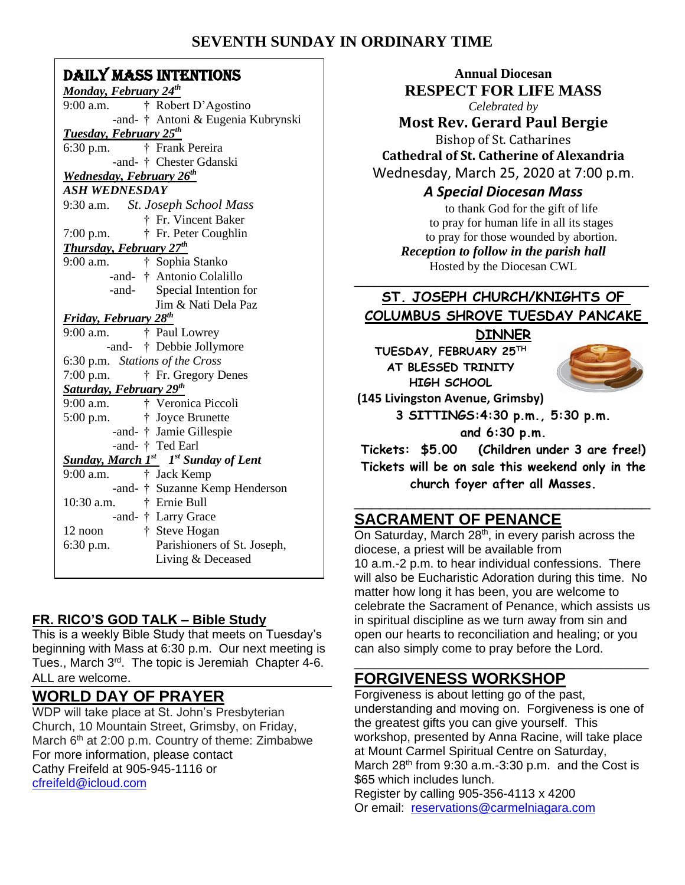# SEVENTH SUNDAY IN ORDINARY TIME

## DAILY MASS INTENTIONS

***Monday, February 24th***

9:00 a.m. † Robert D'Agostino
-and- † Antoni & Eugenia Kubrynski

***Tuesday, February 25th***

6:30 p.m. † Frank Pereira
-and- † Chester Gdanski

***Wednesday, February 26th***

***ASH WEDNESDAY***

9:30 a.m. *St. Joseph School Mass*
† Fr. Vincent Baker

7:00 p.m. † Fr. Peter Coughlin

***Thursday, February 27th***

9:00 a.m. † Sophia Stanko
-and- † Antonio Colalillo
-and- Special Intention for Jim & Nati Dela Paz

***Friday, February 28th***

9:00 a.m. † Paul Lowrey
-and- † Debbie Jollymore

6:30 p.m. *Stations of the Cross*

7:00 p.m. † Fr. Gregory Denes

***Saturday, February 29th***

9:00 a.m. † Veronica Piccoli

5:00 p.m. † Joyce Brunette
-and- † Jamie Gillespie
-and- † Ted Earl

***Sunday, March 1st 1st Sunday of Lent***

9:00 a.m. † Jack Kemp
-and- † Suzanne Kemp Henderson

10:30 a.m. † Ernie Bull
-and- † Larry Grace

12 noon † Steve Hogan

6:30 p.m. Parishioners of St. Joseph, Living & Deceased

## FR. RICO'S GOD TALK – Bible Study

This is a weekly Bible Study that meets on Tuesday's beginning with Mass at 6:30 p.m. Our next meeting is Tues., March 3rd. The topic is Jeremiah Chapter 4-6. ALL are welcome.

## WORLD DAY OF PRAYER

WDP will take place at St. John's Presbyterian Church, 10 Mountain Street, Grimsby, on Friday, March 6th at 2:00 p.m. Country of theme: Zimbabwe
For more information, please contact
Cathy Freifeld at 905-945-1116 or
cfreifeld@icloud.com

---

**Annual Diocesan**

## RESPECT FOR LIFE MASS

*Celebrated by*

**Most Rev. Gerard Paul Bergie**

Bishop of St. Catharines

**Cathedral of St. Catherine of Alexandria**

Wednesday, March 25, 2020 at 7:00 p.m.

***A Special Diocesan Mass***

to thank God for the gift of life
to pray for human life in all its stages
to pray for those wounded by abortion.

***Reception to follow in the parish hall***

Hosted by the Diocesan CWL

## ST. JOSEPH CHURCH/KNIGHTS OF COLUMBUS SHROVE TUESDAY PANCAKE DINNER

**TUESDAY, FEBRUARY 25TH**
**AT BLESSED TRINITY HIGH SCHOOL**
**(145 Livingston Avenue, Grimsby)**

**3 SITTINGS: 4:30 p.m., 5:30 p.m. and 6:30 p.m.**

**Tickets: $5.00 (Children under 3 are free!)**

**Tickets will be on sale this weekend only in the church foyer after all Masses.**

## SACRAMENT OF PENANCE

On Saturday, March 28th, in every parish across the diocese, a priest will be available from 10 a.m.-2 p.m. to hear individual confessions. There will also be Eucharistic Adoration during this time. No matter how long it has been, you are welcome to celebrate the Sacrament of Penance, which assists us in spiritual discipline as we turn away from sin and open our hearts to reconciliation and healing; or you can also simply come to pray before the Lord.

## FORGIVENESS WORKSHOP

Forgiveness is about letting go of the past, understanding and moving on. Forgiveness is one of the greatest gifts you can give yourself. This workshop, presented by Anna Racine, will take place at Mount Carmel Spiritual Centre on Saturday, March 28th from 9:30 a.m.-3:30 p.m. and the Cost is $65 which includes lunch.
Register by calling 905-356-4113 x 4200
Or email: reservations@carmelniagara.com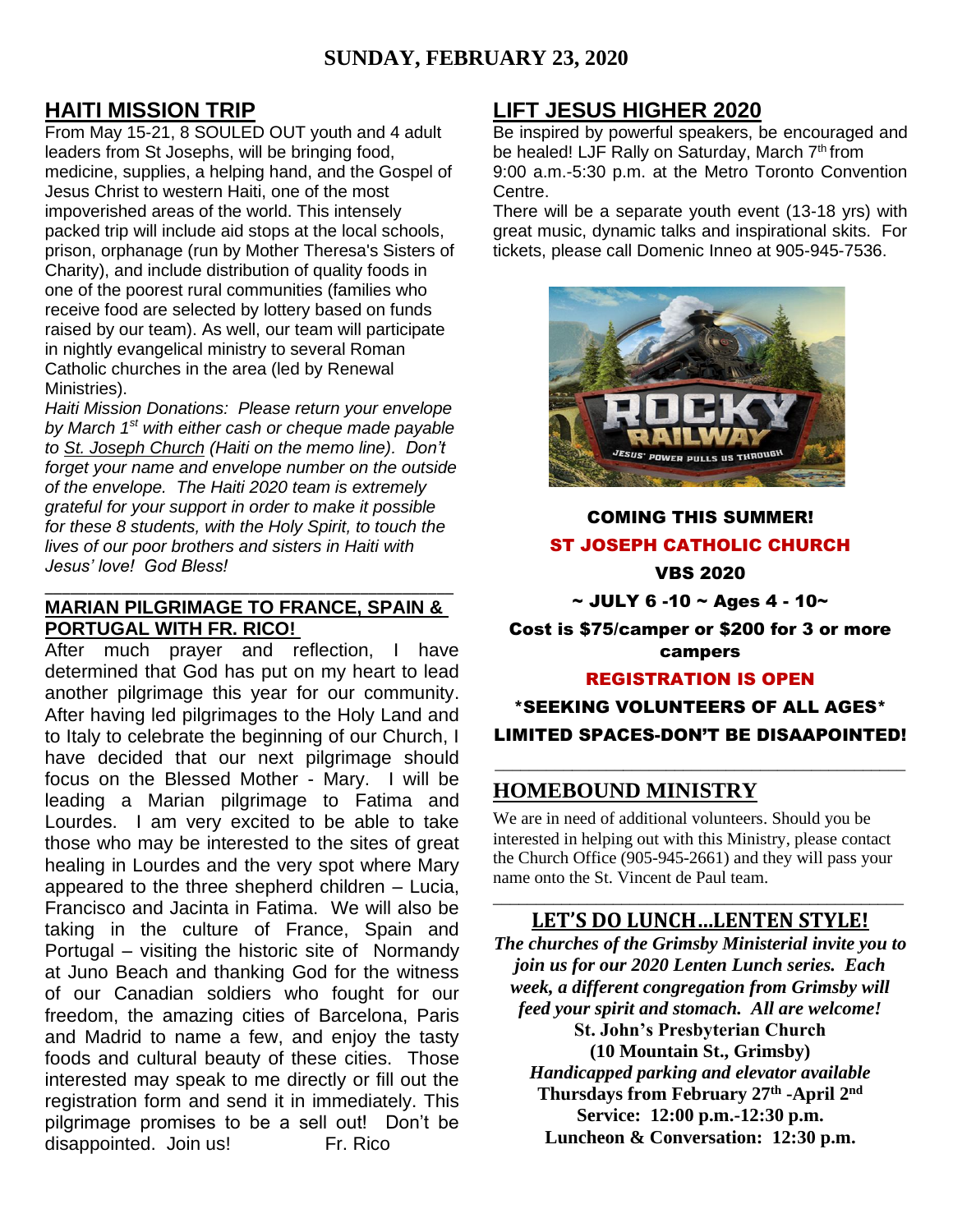**SUNDAY, FEBRUARY 23, 2020**

## HAITI MISSION TRIP

From May 15-21, 8 SOULED OUT youth and 4 adult leaders from St Josephs, will be bringing food, medicine, supplies, a helping hand, and the Gospel of Jesus Christ to western Haiti, one of the most impoverished areas of the world. This intensely packed trip will include aid stops at the local schools, prison, orphanage (run by Mother Theresa's Sisters of Charity), and include distribution of quality foods in one of the poorest rural communities (families who receive food are selected by lottery based on funds raised by our team). As well, our team will participate in nightly evangelical ministry to several Roman Catholic churches in the area (led by Renewal Ministries).

*Haiti Mission Donations: Please return your envelope by March 1st with either cash or cheque made payable to St. Joseph Church (Haiti on the memo line). Don't forget your name and envelope number on the outside of the envelope. The Haiti 2020 team is extremely grateful for your support in order to make it possible for these 8 students, with the Holy Spirit, to touch the lives of our poor brothers and sisters in Haiti with Jesus' love! God Bless!*

## MARIAN PILGRIMAGE TO FRANCE, SPAIN & PORTUGAL WITH FR. RICO!

After much prayer and reflection, I have determined that God has put on my heart to lead another pilgrimage this year for our community. After having led pilgrimages to the Holy Land and to Italy to celebrate the beginning of our Church, I have decided that our next pilgrimage should focus on the Blessed Mother - Mary. I will be leading a Marian pilgrimage to Fatima and Lourdes. I am very excited to be able to take those who may be interested to the sites of great healing in Lourdes and the very spot where Mary appeared to the three shepherd children – Lucia, Francisco and Jacinta in Fatima. We will also be taking in the culture of France, Spain and Portugal – visiting the historic site of Normandy at Juno Beach and thanking God for the witness of our Canadian soldiers who fought for our freedom, the amazing cities of Barcelona, Paris and Madrid to name a few, and enjoy the tasty foods and cultural beauty of these cities. Those interested may speak to me directly or fill out the registration form and send it in immediately. This pilgrimage promises to be a sell out! Don't be disappointed. Join us! Fr. Rico

## LIFT JESUS HIGHER 2020

Be inspired by powerful speakers, be encouraged and be healed! LJF Rally on Saturday, March 7th from 9:00 a.m.-5:30 p.m. at the Metro Toronto Convention Centre.

There will be a separate youth event (13-18 yrs) with great music, dynamic talks and inspirational skits. For tickets, please call Domenic Inneo at 905-945-7536.

**COMING THIS SUMMER!**

**ST JOSEPH CATHOLIC CHURCH**

**VBS 2020**

**~ JULY 6 -10 ~ Ages 4 - 10~**

**Cost is $75/camper or $200 for 3 or more campers**

**REGISTRATION IS OPEN**

**\*SEEKING VOLUNTEERS OF ALL AGES\***

**LIMITED SPACES-DON'T BE DISAAPOINTED!**

## HOMEBOUND MINISTRY

We are in need of additional volunteers. Should you be interested in helping out with this Ministry, please contact the Church Office (905-945-2661) and they will pass your name onto the St. Vincent de Paul team.

## LET'S DO LUNCH…LENTEN STYLE!

***The churches of the Grimsby Ministerial invite you to join us for our 2020 Lenten Lunch series. Each week, a different congregation from Grimsby will feed your spirit and stomach. All are welcome!***

**St. John's Presbyterian Church**

**(10 Mountain St., Grimsby)**

***Handicapped parking and elevator available***

**Thursdays from February 27th -April 2nd**

**Service: 12:00 p.m.-12:30 p.m.**

**Luncheon & Conversation: 12:30 p.m.**